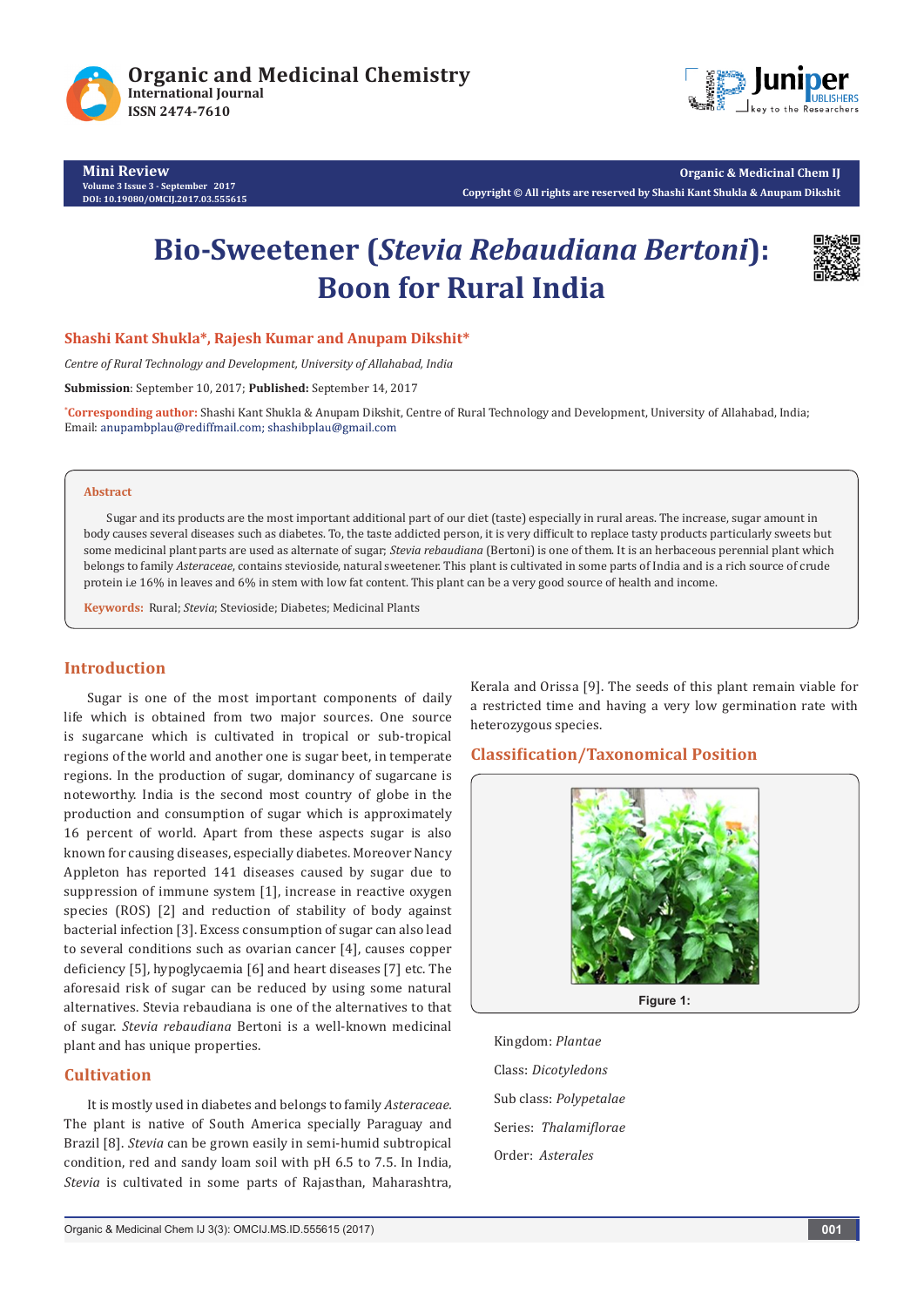# Bio-Sweetener (*Stevia Rebaudiana Bertoni*): Boon for Rural India

**Shashi Kant Shukla\*, Rajesh Kumar and Anupam Dikshit\***

*Centre of Rural Technology and Development, University of Allahabad, India*

**Submission**: September 10, 2017; **Published:** September 14, 2017

\***Corresponding author:** Shashi Kant Shukla & Anupam Dikshit, Centre of Rural Technology and Development, University of Allahabad, India; Email: anupambplau@rediffmail.com; shashibplau@gmail.com

## Abstract

Sugar and its products are the most important additional part of our diet (taste) especially in rural areas. The increase, sugar amount in body causes several diseases such as diabetes. To, the taste addicted person, it is very difficult to replace tasty products particularly sweets but some medicinal plant parts are used as alternate of sugar; *Stevia rebaudiana* (Bertoni) is one of them. It is an herbaceous perennial plant which belongs to family *Asteraceae*, contains stevioside, natural sweetener. This plant is cultivated in some parts of India and is a rich source of crude protein i.e 16% in leaves and 6% in stem with low fat content. This plant can be a very good source of health and income.

**Keywords:** Rural; *Stevia*; Stevioside; Diabetes; Medicinal Plants

## Introduction

Sugar is one of the most important components of daily life which is obtained from two major sources. One source is sugarcane which is cultivated in tropical or sub-tropical regions of the world and another one is sugar beet, in temperate regions. In the production of sugar, dominancy of sugarcane is noteworthy. India is the second most country of globe in the production and consumption of sugar which is approximately 16 percent of world. Apart from these aspects sugar is also known for causing diseases, especially diabetes. Moreover Nancy Appleton has reported 141 diseases caused by sugar due to suppression of immune system [1], increase in reactive oxygen species (ROS) [2] and reduction of stability of body against bacterial infection [3]. Excess consumption of sugar can also lead to several conditions such as ovarian cancer [4], causes copper deficiency [5], hypoglycaemia [6] and heart diseases [7] etc. The aforesaid risk of sugar can be reduced by using some natural alternatives. Stevia rebaudiana is one of the alternatives to that of sugar. *Stevia rebaudiana* Bertoni is a well-known medicinal plant and has unique properties.

## Cultivation

It is mostly used in diabetes and belongs to family *Asteraceae.* The plant is native of South America specially Paraguay and Brazil [8]. *Stevia* can be grown easily in semi-humid subtropical condition, red and sandy loam soil with pH 6.5 to 7.5. In India, *Stevia* is cultivated in some parts of Rajasthan, Maharashtra, Kerala and Orissa [9]. The seeds of this plant remain viable for a restricted time and having a very low germination rate with heterozygous species.

## Classification/Taxonomical Position

Figure 1:

Kingdom: *Plantae*

Class: *Dicotyledons*

Sub class: *Polypetalae*

Series: *Thalamiflorae*

Order: *Asterales*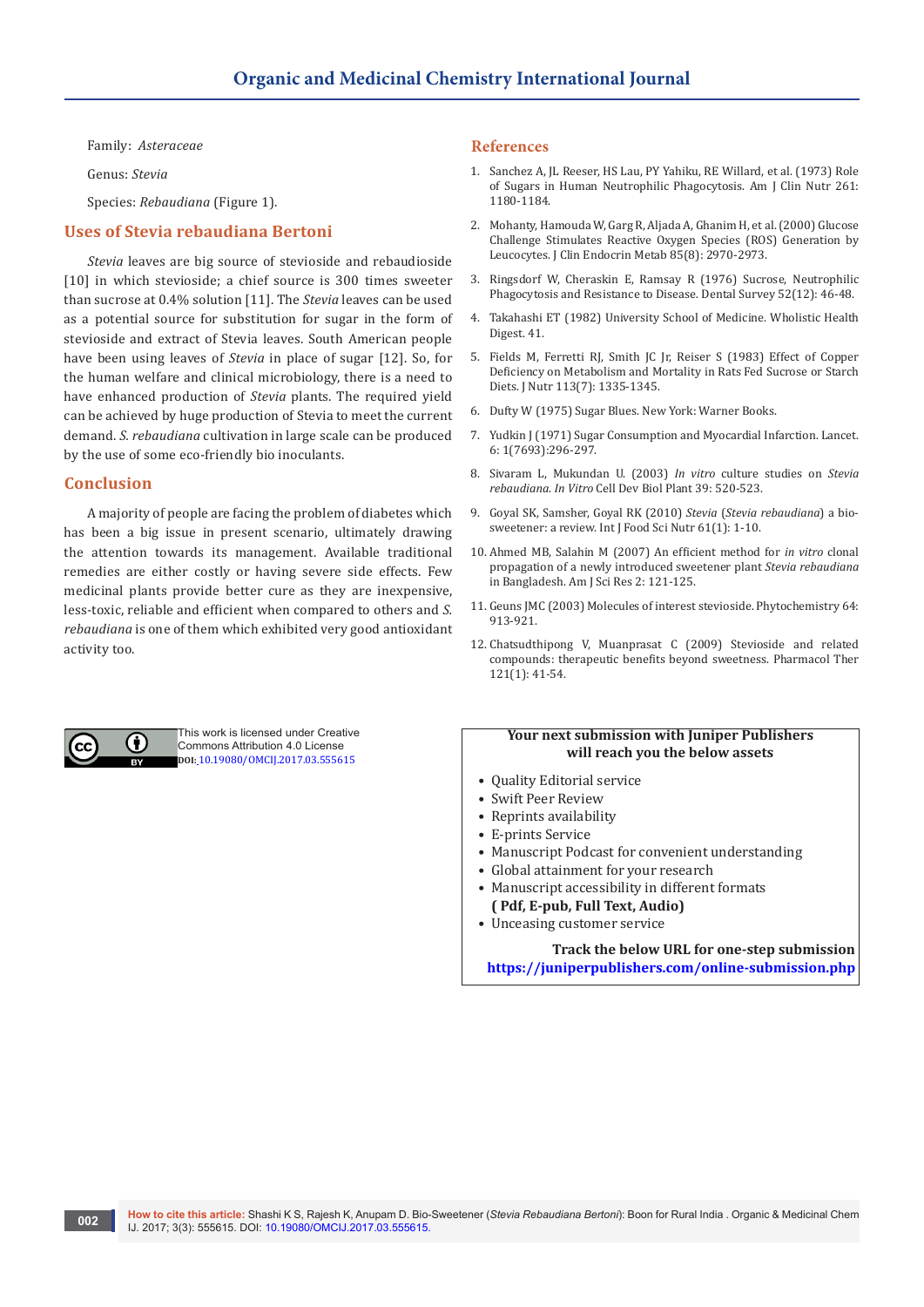Family: *Asteraceae*

Genus: *Stevia*

Species: *Rebaudiana* (Figure 1).

## Uses of Stevia rebaudiana Bertoni

*Stevia* leaves are big source of stevioside and rebaudioside [10] in which stevioside; a chief source is 300 times sweeter than sucrose at 0.4% solution [11]. The *Stevia* leaves can be used as a potential source for substitution for sugar in the form of stevioside and extract of Stevia leaves. South American people have been using leaves of *Stevia* in place of sugar [12]. So, for the human welfare and clinical microbiology, there is a need to have enhanced production of *Stevia* plants. The required yield can be achieved by huge production of Stevia to meet the current demand. *S. rebaudiana* cultivation in large scale can be produced by the use of some eco-friendly bio inoculants.

## Conclusion

A majority of people are facing the problem of diabetes which has been a big issue in present scenario, ultimately drawing the attention towards its management. Available traditional remedies are either costly or having severe side effects. Few medicinal plants provide better cure as they are inexpensive, less-toxic, reliable and efficient when compared to others and *S. rebaudiana* is one of them which exhibited very good antioxidant activity too.

## References

1. Sanchez A, JL Reeser, HS Lau, PY Yahiku, RE Willard, et al. (1973) Role of Sugars in Human Neutrophilic Phagocytosis. Am J Clin Nutr 261: 1180-1184.
2. Mohanty, Hamouda W, Garg R, Aljada A, Ghanim H, et al. (2000) Glucose Challenge Stimulates Reactive Oxygen Species (ROS) Generation by Leucocytes. J Clin Endocrin Metab 85(8): 2970-2973.
3. Ringsdorf W, Cheraskin E, Ramsay R (1976) Sucrose, Neutrophilic Phagocytosis and Resistance to Disease. Dental Survey 52(12): 46-48.
4. Takahashi ET (1982) University School of Medicine. Wholistic Health Digest. 41.
5. Fields M, Ferretti RJ, Smith JC Jr, Reiser S (1983) Effect of Copper Deficiency on Metabolism and Mortality in Rats Fed Sucrose or Starch Diets. J Nutr 113(7): 1335-1345.
6. Dufty W (1975) Sugar Blues. New York: Warner Books.
7. Yudkin J (1971) Sugar Consumption and Myocardial Infarction. Lancet. 6: 1(7693):296-297.
8. Sivaram L, Mukundan U. (2003) *In vitro* culture studies on *Stevia rebaudiana*. *In Vitro* Cell Dev Biol Plant 39: 520-523.
9. Goyal SK, Samsher, Goyal RK (2010) *Stevia* (*Stevia rebaudiana*) a bio-sweetener: a review. Int J Food Sci Nutr 61(1): 1-10.
10. Ahmed MB, Salahin M (2007) An efficient method for *in vitro* clonal propagation of a newly introduced sweetener plant *Stevia rebaudiana* in Bangladesh. Am J Sci Res 2: 121-125.
11. Geuns JMC (2003) Molecules of interest stevioside. Phytochemistry 64: 913-921.
12. Chatsudthipong V, Muanprasat C (2009) Stevioside and related compounds: therapeutic benefits beyond sweetness. Pharmacol Ther 121(1): 41-54.

This work is licensed under Creative Commons Attribution 4.0 License
DOI: 10.19080/OMCIJ.2017.03.555615

**Your next submission with Juniper Publishers will reach you the below assets**

- Quality Editorial service
- Swift Peer Review
- Reprints availability
- E-prints Service
- Manuscript Podcast for convenient understanding
- Global attainment for your research
- Manuscript accessibility in different formats **( Pdf, E-pub, Full Text, Audio)**
- Unceasing customer service

**Track the below URL for one-step submission**
**https://juniperpublishers.com/online-submission.php**